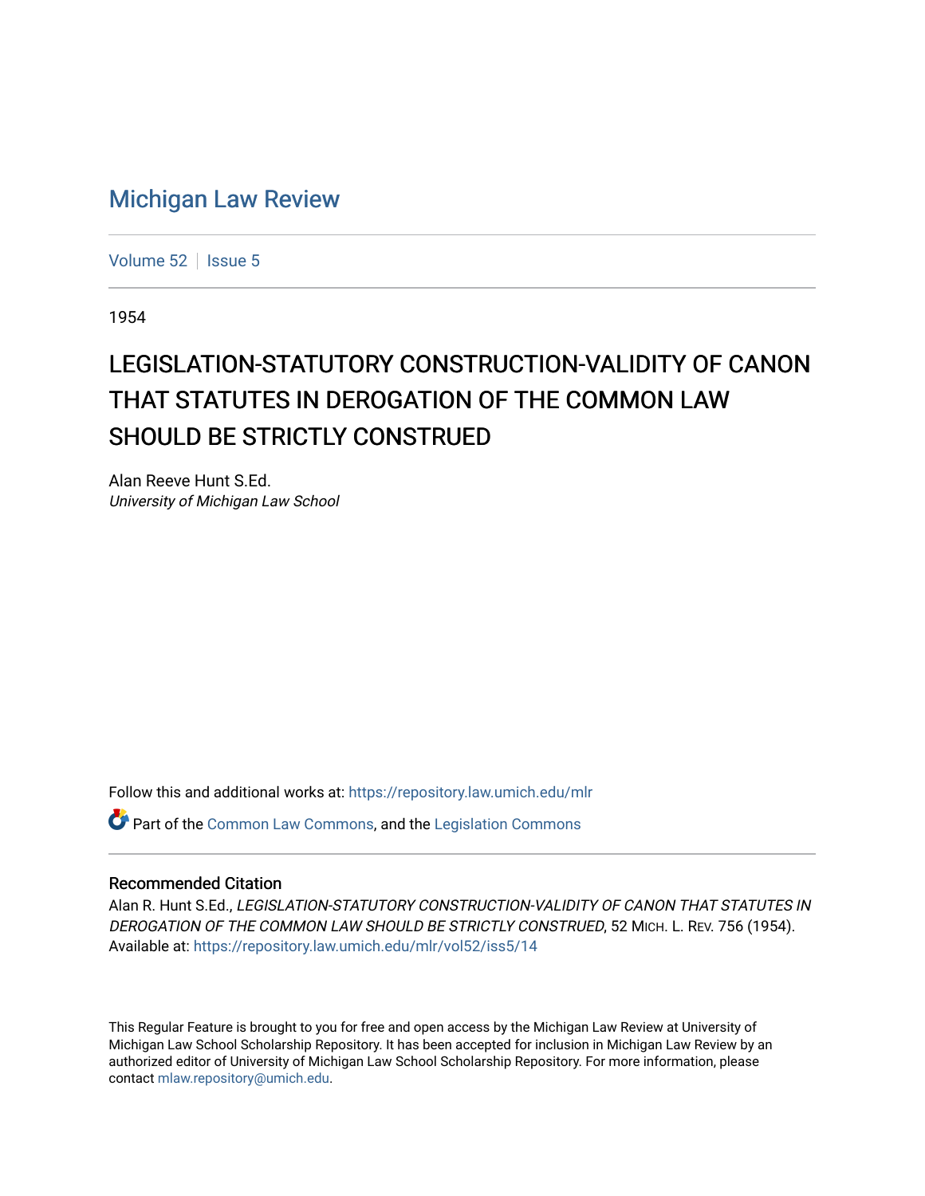# Michigan Law Review

Volume 52 | Issue 5

1954

## LEGISLATION-STATUTORY CONSTRUCTION-VALIDITY OF CANON THAT STATUTES IN DEROGATION OF THE COMMON LAW SHOULD BE STRICTLY CONSTRUED

Alan Reeve Hunt S.Ed.
*University of Michigan Law School*

Follow this and additional works at: https://repository.law.umich.edu/mlr

Part of the Common Law Commons, and the Legislation Commons

### Recommended Citation

Alan R. Hunt S.Ed., *LEGISLATION-STATUTORY CONSTRUCTION-VALIDITY OF CANON THAT STATUTES IN DEROGATION OF THE COMMON LAW SHOULD BE STRICTLY CONSTRUED*, 52 MICH. L. REV. 756 (1954).
Available at: https://repository.law.umich.edu/mlr/vol52/iss5/14

This Regular Feature is brought to you for free and open access by the Michigan Law Review at University of Michigan Law School Scholarship Repository. It has been accepted for inclusion in Michigan Law Review by an authorized editor of University of Michigan Law School Scholarship Repository. For more information, please contact mlaw.repository@umich.edu.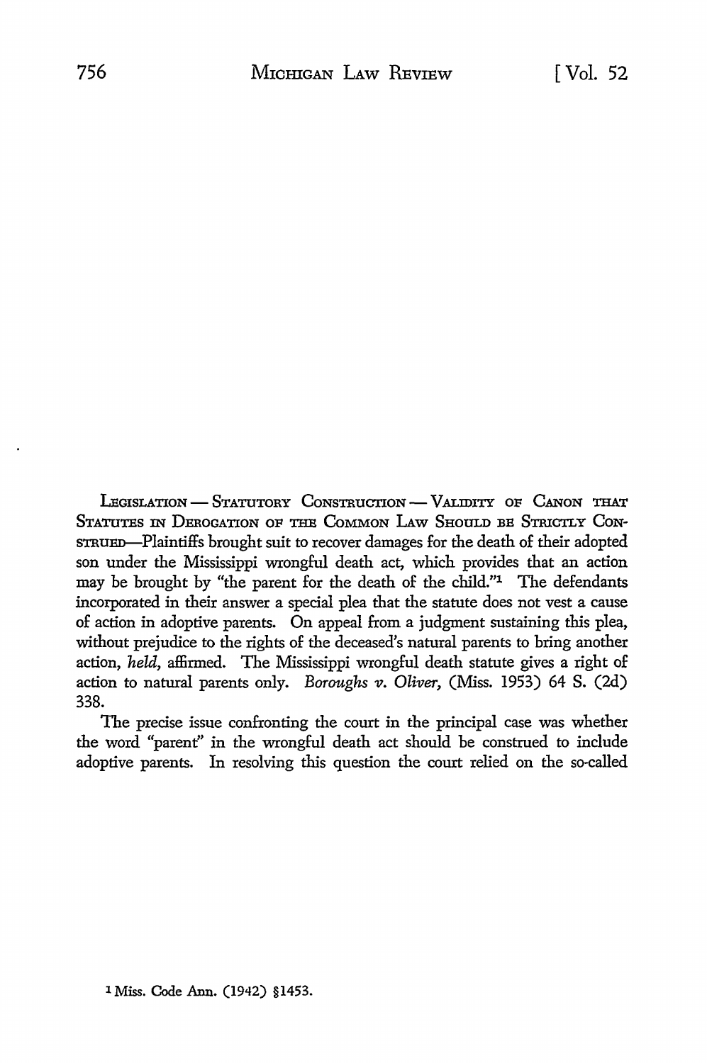LEGISLATION — STATUTORY CONSTRUCTION — VALIDITY OF CANON THAT STATUTES IN DEROGATION OF THE COMMON LAW SHOULD BE STRICTLY CONSTRUED—Plaintiffs brought suit to recover damages for the death of their adopted son under the Mississippi wrongful death act, which provides that an action may be brought by "the parent for the death of the child."[1] The defendants incorporated in their answer a special plea that the statute does not vest a cause of action in adoptive parents. On appeal from a judgment sustaining this plea, without prejudice to the rights of the deceased's natural parents to bring another action, *held,* affirmed. The Mississippi wrongful death statute gives a right of action to natural parents only. *Boroughs v. Oliver,* (Miss. 1953) 64 S. (2d) 338.

The precise issue confronting the court in the principal case was whether the word "parent" in the wrongful death act should be construed to include adoptive parents. In resolving this question the court relied on the so-called

[1] Miss. Code Ann. (1942) §1453.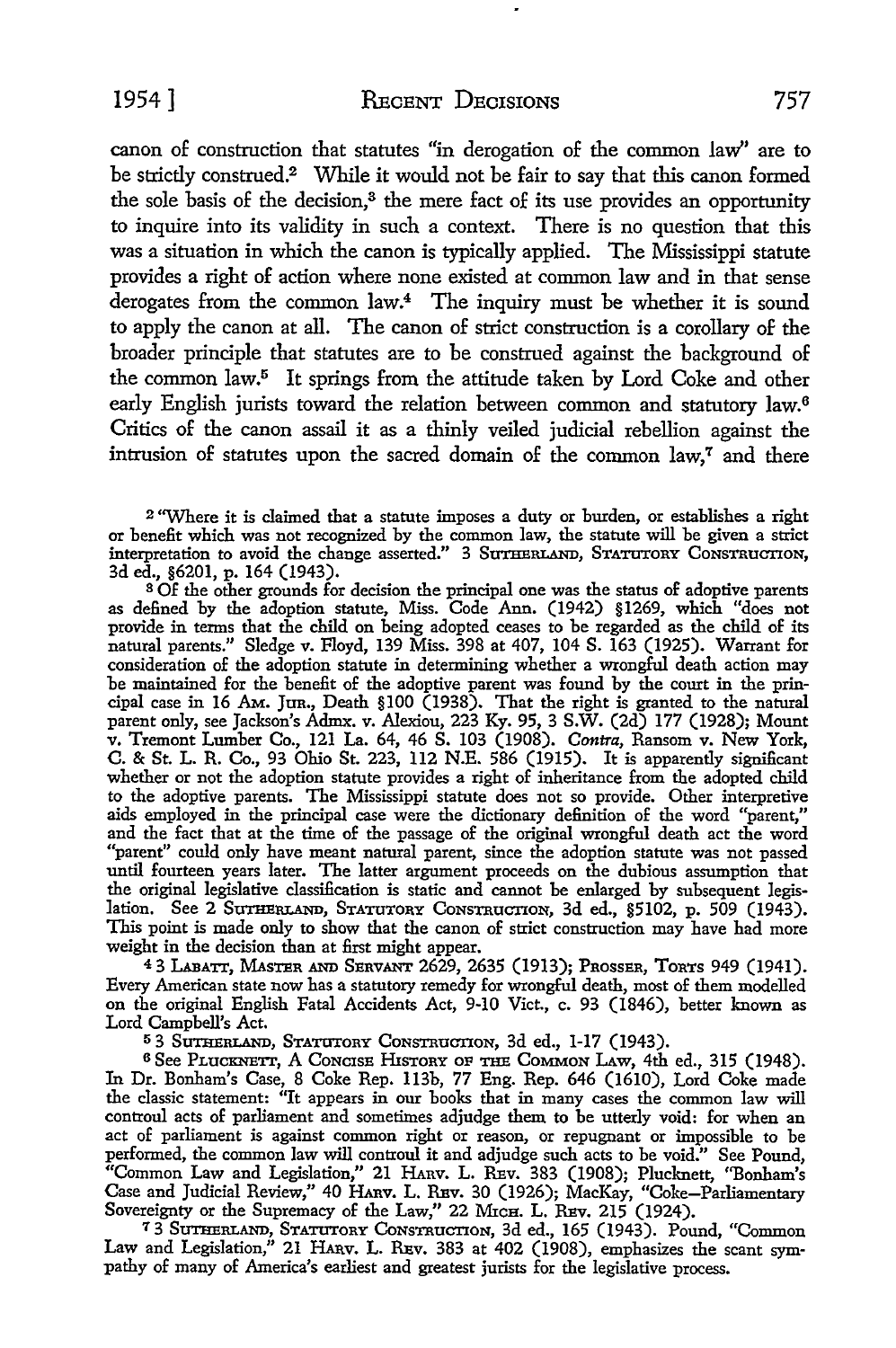canon of construction that statutes "in derogation of the common law" are to be strictly construed.[2] While it would not be fair to say that this canon formed the sole basis of the decision,[3] the mere fact of its use provides an opportunity to inquire into its validity in such a context. There is no question that this was a situation in which the canon is typically applied. The Mississippi statute provides a right of action where none existed at common law and in that sense derogates from the common law.[4] The inquiry must be whether it is sound to apply the canon at all. The canon of strict construction is a corollary of the broader principle that statutes are to be construed against the background of the common law.[5] It springs from the attitude taken by Lord Coke and other early English jurists toward the relation between common and statutory law.[6] Critics of the canon assail it as a thinly veiled judicial rebellion against the intrusion of statutes upon the sacred domain of the common law,[7] and there

---

[2] "Where it is claimed that a statute imposes a duty or burden, or establishes a right or benefit which was not recognized by the common law, the statute will be given a strict interpretation to avoid the change asserted." 3 SUTHERLAND, STATUTORY CONSTRUCTION, 3d ed., §6201, p. 164 (1943).

[3] Of the other grounds for decision the principal one was the status of adoptive parents as defined by the adoption statute, Miss. Code Ann. (1942) §1269, which "does not provide in terms that the child on being adopted ceases to be regarded as the child of its natural parents." Sledge v. Floyd, 139 Miss. 398 at 407, 104 S. 163 (1925). Warrant for consideration of the adoption statute in determining whether a wrongful death action may be maintained for the benefit of the adoptive parent was found by the court in the principal case in 16 AM. JUR., Death §100 (1938). That the right is granted to the natural parent only, see Jackson's Admx. v. Alexiou, 223 Ky. 95, 3 S.W. (2d) 177 (1928); Mount v. Tremont Lumber Co., 121 La. 64, 46 S. 103 (1908). *Contra*, Ransom v. New York, C. & St. L. R. Co., 93 Ohio St. 223, 112 N.E. 586 (1915). It is apparently significant whether or not the adoption statute provides a right of inheritance from the adopted child to the adoptive parents. The Mississippi statute does not so provide. Other interpretive aids employed in the principal case were the dictionary definition of the word "parent," and the fact that at the time of the passage of the original wrongful death act the word "parent" could only have meant natural parent, since the adoption statute was not passed until fourteen years later. The latter argument proceeds on the dubious assumption that the original legislative classification is static and cannot be enlarged by subsequent legislation. See 2 SUTHERLAND, STATUTORY CONSTRUCTION, 3d ed., §5102, p. 509 (1943). This point is made only to show that the canon of strict construction may have had more weight in the decision than at first might appear.

[4] 3 LABATT, MASTER AND SERVANT 2629, 2635 (1913); PROSSER, TORTS 949 (1941). Every American state now has a statutory remedy for wrongful death, most of them modelled on the original English Fatal Accidents Act, 9-10 Vict., c. 93 (1846), better known as Lord Campbell's Act.

[5] 3 SUTHERLAND, STATUTORY CONSTRUCTION, 3d ed., 1-17 (1943).

[6] See PLUCKNETT, A CONCISE HISTORY OF THE COMMON LAW, 4th ed., 315 (1948). In Dr. Bonham's Case, 8 Coke Rep. 113b, 77 Eng. Rep. 646 (1610), Lord Coke made the classic statement: "It appears in our books that in many cases the common law will controul acts of parliament and sometimes adjudge them to be utterly void: for when an act of parliament is against common right or reason, or repugnant or impossible to be performed, the common law will controul it and adjudge such acts to be void." See Pound, "Common Law and Legislation," 21 HARV. L. REV. 383 (1908); Plucknett, "Bonham's Case and Judicial Review," 40 HARV. L. REV. 30 (1926); MacKay, "Coke–Parliamentary Sovereignty or the Supremacy of the Law," 22 MICH. L. REV. 215 (1924).

[7] 3 SUTHERLAND, STATUTORY CONSTRUCTION, 3d ed., 165 (1943). Pound, "Common Law and Legislation," 21 HARV. L. REV. 383 at 402 (1908), emphasizes the scant sympathy of many of America's earliest and greatest jurists for the legislative process.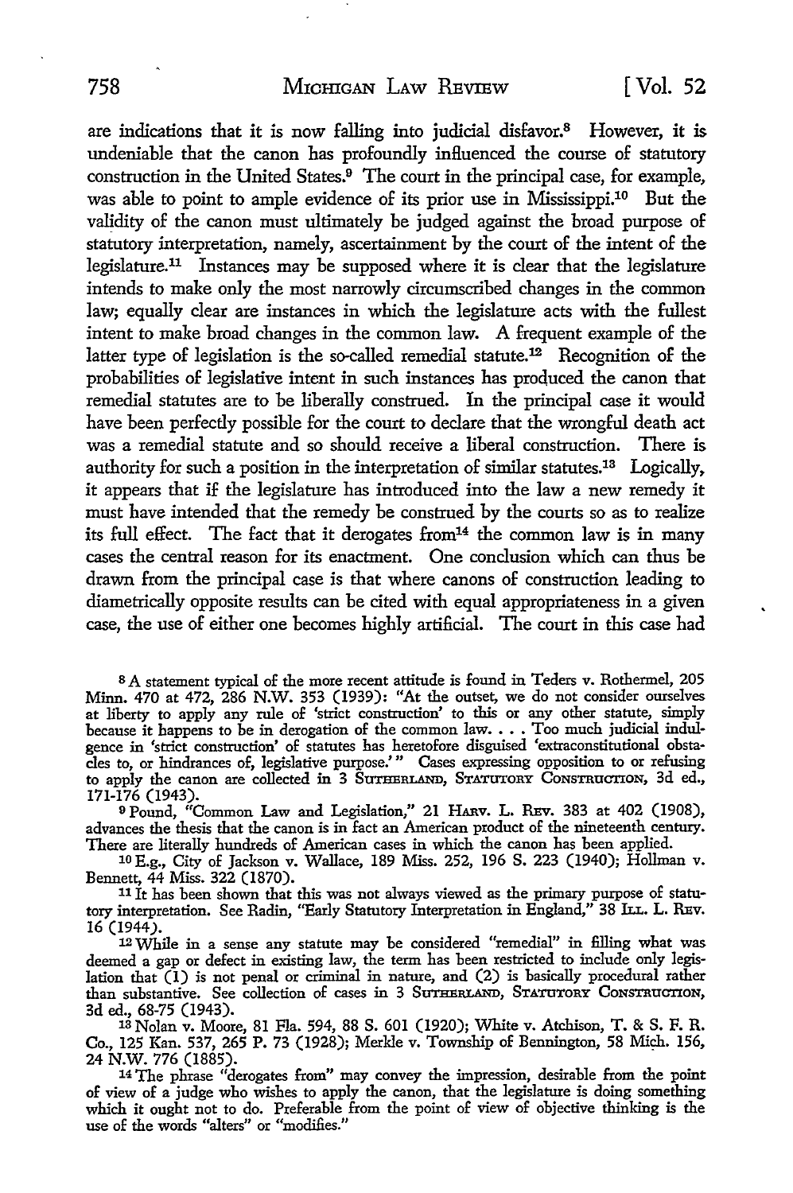are indications that it is now falling into judicial disfavor.[8] However, it is undeniable that the canon has profoundly influenced the course of statutory construction in the United States.[9] The court in the principal case, for example, was able to point to ample evidence of its prior use in Mississippi.[10] But the validity of the canon must ultimately be judged against the broad purpose of statutory interpretation, namely, ascertainment by the court of the intent of the legislature.[11] Instances may be supposed where it is clear that the legislature intends to make only the most narrowly circumscribed changes in the common law; equally clear are instances in which the legislature acts with the fullest intent to make broad changes in the common law. A frequent example of the latter type of legislation is the so-called remedial statute.[12] Recognition of the probabilities of legislative intent in such instances has produced the canon that remedial statutes are to be liberally construed. In the principal case it would have been perfectly possible for the court to declare that the wrongful death act was a remedial statute and so should receive a liberal construction. There is authority for such a position in the interpretation of similar statutes.[13] Logically, it appears that if the legislature has introduced into the law a new remedy it must have intended that the remedy be construed by the courts so as to realize its full effect. The fact that it derogates from[14] the common law is in many cases the central reason for its enactment. One conclusion which can thus be drawn from the principal case is that where canons of construction leading to diametrically opposite results can be cited with equal appropriateness in a given case, the use of either one becomes highly artificial. The court in this case had

---

[8] A statement typical of the more recent attitude is found in Teders v. Rothermel, 205 Minn. 470 at 472, 286 N.W. 353 (1939): "At the outset, we do not consider ourselves at liberty to apply any rule of 'strict construction' to this or any other statute, simply because it happens to be in derogation of the common law. . . . Too much judicial indulgence in 'strict construction' of statutes has heretofore disguised 'extraconstitutional obstacles to, or hindrances of, legislative purpose.'" Cases expressing opposition to or refusing to apply the canon are collected in 3 SUTHERLAND, STATUTORY CONSTRUCTION, 3d ed., 171-176 (1943).

[9] Pound, "Common Law and Legislation," 21 HARV. L. REV. 383 at 402 (1908), advances the thesis that the canon is in fact an American product of the nineteenth century. There are literally hundreds of American cases in which the canon has been applied.

[10] E.g., City of Jackson v. Wallace, 189 Miss. 252, 196 S. 223 (1940); Hollman v. Bennett, 44 Miss. 322 (1870).

[11] It has been shown that this was not always viewed as the primary purpose of statutory interpretation. See Radin, "Early Statutory Interpretation in England," 38 ILL. L. REV. 16 (1944).

[12] While in a sense any statute may be considered "remedial" in filling what was deemed a gap or defect in existing law, the term has been restricted to include only legislation that (1) is not penal or criminal in nature, and (2) is basically procedural rather than substantive. See collection of cases in 3 SUTHERLAND, STATUTORY CONSTRUCTION, 3d ed., 68-75 (1943).

[13] Nolan v. Moore, 81 Fla. 594, 88 S. 601 (1920); White v. Atchison, T. & S. F. R. Co., 125 Kan. 537, 265 P. 73 (1928); Merkle v. Township of Bennington, 58 Mich. 156, 24 N.W. 776 (1885).

[14] The phrase "derogates from" may convey the impression, desirable from the point of view of a judge who wishes to apply the canon, that the legislature is doing something which it ought not to do. Preferable from the point of view of objective thinking is the use of the words "alters" or "modifies."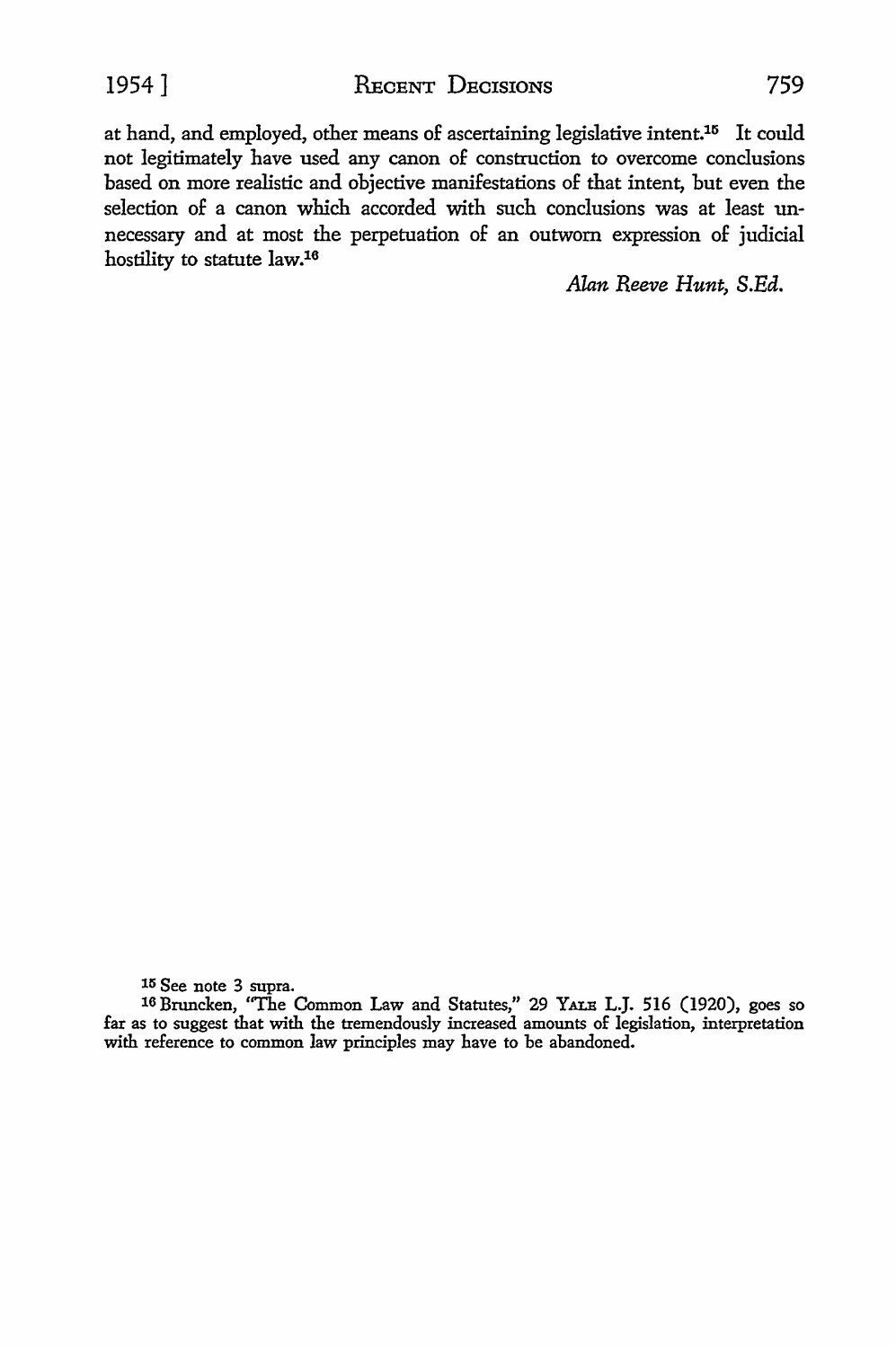at hand, and employed, other means of ascertaining legislative intent.[15] It could not legitimately have used any canon of construction to overcome conclusions based on more realistic and objective manifestations of that intent, but even the selection of a canon which accorded with such conclusions was at least unnecessary and at most the perpetuation of an outworn expression of judicial hostility to statute law.[16]

*Alan Reeve Hunt, S.Ed.*

---

[15] See note 3 supra.

[16] Bruncken, "The Common Law and Statutes," 29 YALE L.J. 516 (1920), goes so far as to suggest that with the tremendously increased amounts of legislation, interpretation with reference to common law principles may have to be abandoned.